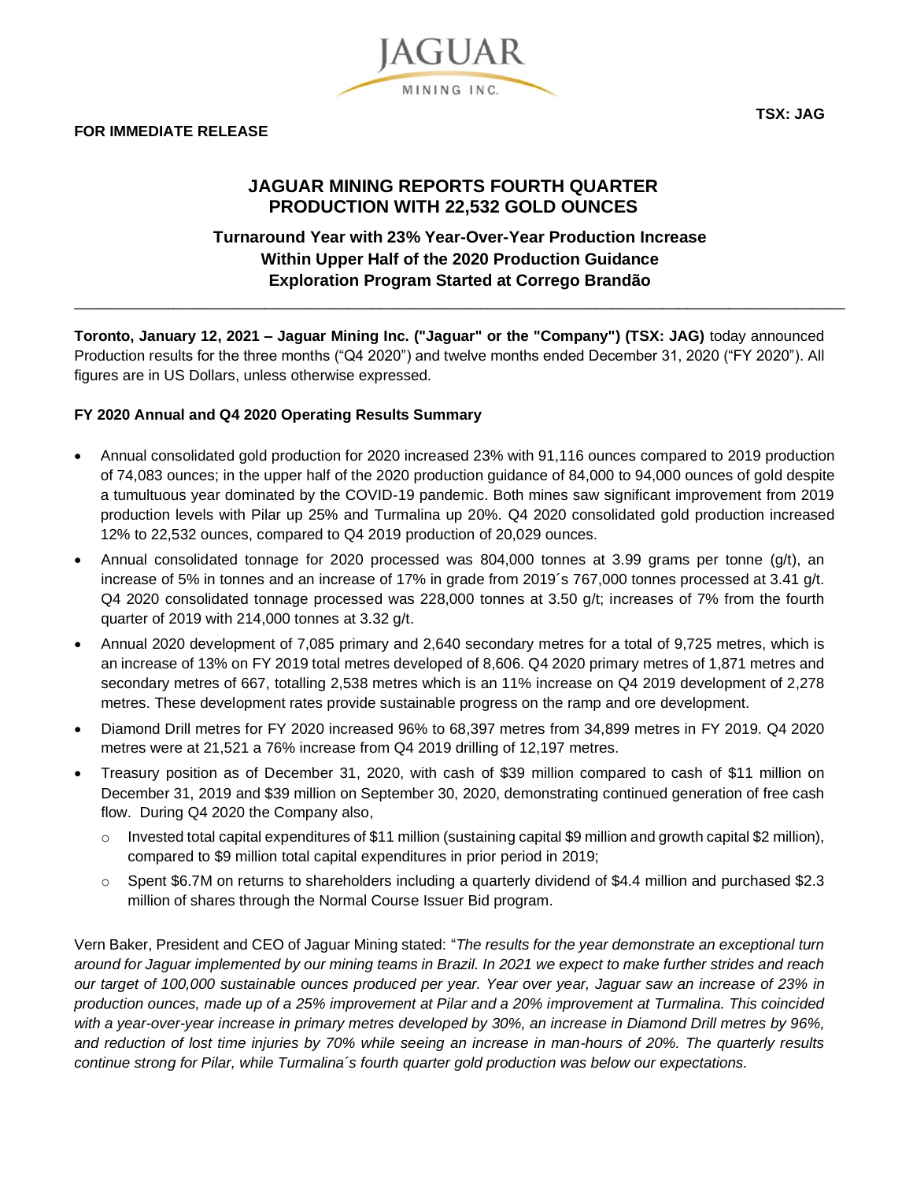**TSX: JAG**

**FOR IMMEDIATE RELEASE**

# JAGUAR MINING REPORTS FOURTH QUARTER PRODUCTION WITH 22,532 GOLD OUNCES

### Turnaround Year with 23% Year-Over-Year Production Increase
### Within Upper Half of the 2020 Production Guidance
### Exploration Program Started at Corrego Brandão

---

**Toronto, January 12, 2021 – Jaguar Mining Inc. ("Jaguar" or the "Company") (TSX: JAG)** today announced Production results for the three months ("Q4 2020") and twelve months ended December 31, 2020 ("FY 2020"). All figures are in US Dollars, unless otherwise expressed.

**FY 2020 Annual and Q4 2020 Operating Results Summary**

- Annual consolidated gold production for 2020 increased 23% with 91,116 ounces compared to 2019 production of 74,083 ounces; in the upper half of the 2020 production guidance of 84,000 to 94,000 ounces of gold despite a tumultuous year dominated by the COVID-19 pandemic. Both mines saw significant improvement from 2019 production levels with Pilar up 25% and Turmalina up 20%. Q4 2020 consolidated gold production increased 12% to 22,532 ounces, compared to Q4 2019 production of 20,029 ounces.
- Annual consolidated tonnage for 2020 processed was 804,000 tonnes at 3.99 grams per tonne (g/t), an increase of 5% in tonnes and an increase of 17% in grade from 2019´s 767,000 tonnes processed at 3.41 g/t. Q4 2020 consolidated tonnage processed was 228,000 tonnes at 3.50 g/t; increases of 7% from the fourth quarter of 2019 with 214,000 tonnes at 3.32 g/t.
- Annual 2020 development of 7,085 primary and 2,640 secondary metres for a total of 9,725 metres, which is an increase of 13% on FY 2019 total metres developed of 8,606. Q4 2020 primary metres of 1,871 metres and secondary metres of 667, totalling 2,538 metres which is an 11% increase on Q4 2019 development of 2,278 metres. These development rates provide sustainable progress on the ramp and ore development.
- Diamond Drill metres for FY 2020 increased 96% to 68,397 metres from 34,899 metres in FY 2019. Q4 2020 metres were at 21,521 a 76% increase from Q4 2019 drilling of 12,197 metres.
- Treasury position as of December 31, 2020, with cash of $39 million compared to cash of $11 million on December 31, 2019 and $39 million on September 30, 2020, demonstrating continued generation of free cash flow. During Q4 2020 the Company also,
  - Invested total capital expenditures of $11 million (sustaining capital $9 million and growth capital $2 million), compared to $9 million total capital expenditures in prior period in 2019;
  - Spent $6.7M on returns to shareholders including a quarterly dividend of $4.4 million and purchased $2.3 million of shares through the Normal Course Issuer Bid program.

Vern Baker, President and CEO of Jaguar Mining stated: "*The results for the year demonstrate an exceptional turn around for Jaguar implemented by our mining teams in Brazil. In 2021 we expect to make further strides and reach our target of 100,000 sustainable ounces produced per year. Year over year, Jaguar saw an increase of 23% in production ounces, made up of a 25% improvement at Pilar and a 20% improvement at Turmalina. This coincided with a year-over-year increase in primary metres developed by 30%, an increase in Diamond Drill metres by 96%, and reduction of lost time injuries by 70% while seeing an increase in man-hours of 20%. The quarterly results continue strong for Pilar, while Turmalina´s fourth quarter gold production was below our expectations.*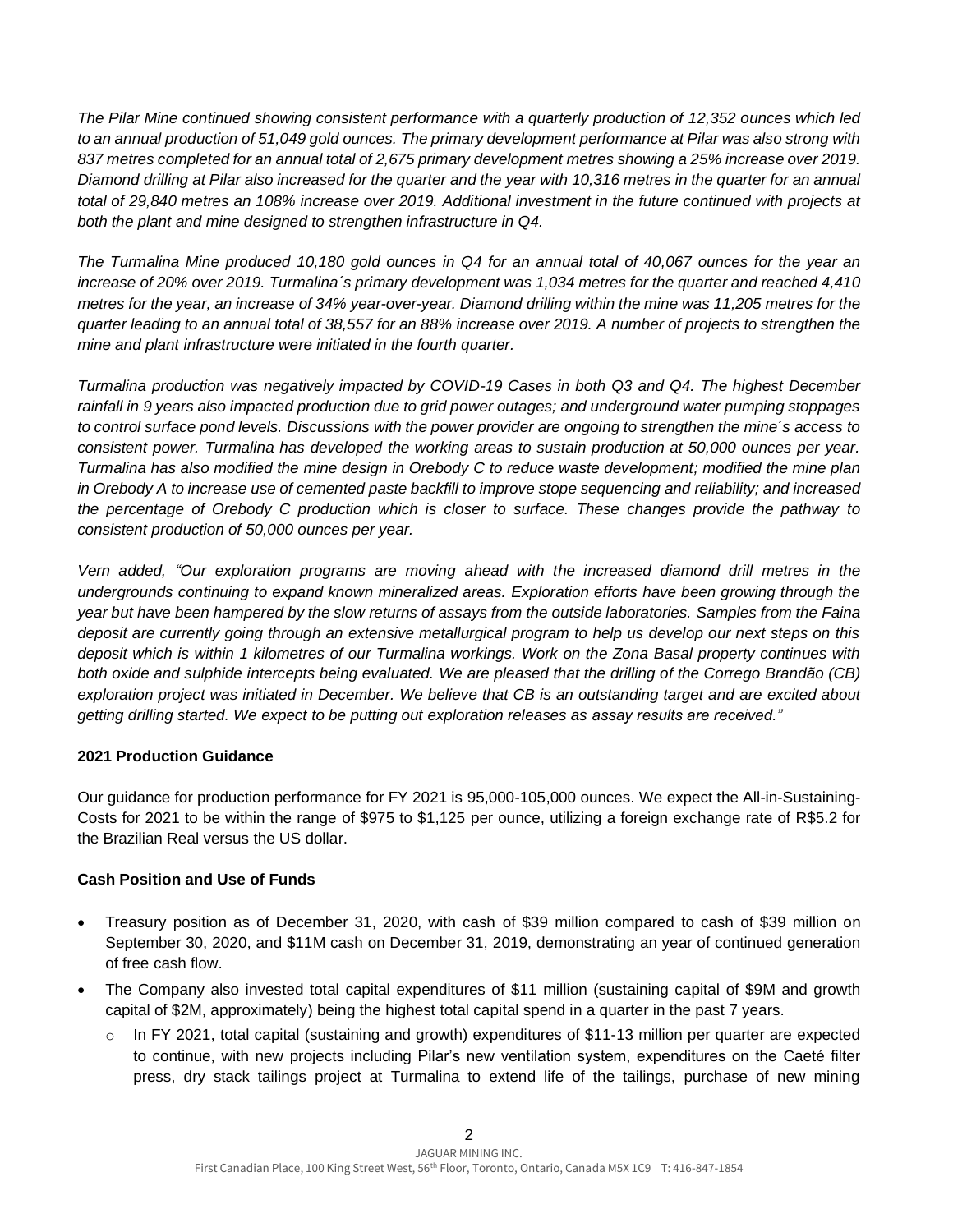*The Pilar Mine continued showing consistent performance with a quarterly production of 12,352 ounces which led to an annual production of 51,049 gold ounces. The primary development performance at Pilar was also strong with 837 metres completed for an annual total of 2,675 primary development metres showing a 25% increase over 2019. Diamond drilling at Pilar also increased for the quarter and the year with 10,316 metres in the quarter for an annual total of 29,840 metres an 108% increase over 2019. Additional investment in the future continued with projects at both the plant and mine designed to strengthen infrastructure in Q4.*

*The Turmalina Mine produced 10,180 gold ounces in Q4 for an annual total of 40,067 ounces for the year an increase of 20% over 2019. Turmalina´s primary development was 1,034 metres for the quarter and reached 4,410 metres for the year, an increase of 34% year-over-year. Diamond drilling within the mine was 11,205 metres for the quarter leading to an annual total of 38,557 for an 88% increase over 2019. A number of projects to strengthen the mine and plant infrastructure were initiated in the fourth quarter.*

*Turmalina production was negatively impacted by COVID-19 Cases in both Q3 and Q4. The highest December rainfall in 9 years also impacted production due to grid power outages; and underground water pumping stoppages to control surface pond levels. Discussions with the power provider are ongoing to strengthen the mine´s access to consistent power. Turmalina has developed the working areas to sustain production at 50,000 ounces per year. Turmalina has also modified the mine design in Orebody C to reduce waste development; modified the mine plan in Orebody A to increase use of cemented paste backfill to improve stope sequencing and reliability; and increased the percentage of Orebody C production which is closer to surface. These changes provide the pathway to consistent production of 50,000 ounces per year.*

*Vern added, "Our exploration programs are moving ahead with the increased diamond drill metres in the undergrounds continuing to expand known mineralized areas. Exploration efforts have been growing through the year but have been hampered by the slow returns of assays from the outside laboratories. Samples from the Faina deposit are currently going through an extensive metallurgical program to help us develop our next steps on this deposit which is within 1 kilometres of our Turmalina workings. Work on the Zona Basal property continues with both oxide and sulphide intercepts being evaluated. We are pleased that the drilling of the Corrego Brandão (CB) exploration project was initiated in December. We believe that CB is an outstanding target and are excited about getting drilling started. We expect to be putting out exploration releases as assay results are received."*

**2021 Production Guidance**

Our guidance for production performance for FY 2021 is 95,000-105,000 ounces. We expect the All-in-Sustaining-Costs for 2021 to be within the range of $975 to $1,125 per ounce, utilizing a foreign exchange rate of R$5.2 for the Brazilian Real versus the US dollar.

**Cash Position and Use of Funds**

- Treasury position as of December 31, 2020, with cash of $39 million compared to cash of $39 million on September 30, 2020, and $11M cash on December 31, 2019, demonstrating an year of continued generation of free cash flow.
- The Company also invested total capital expenditures of $11 million (sustaining capital of $9M and growth capital of $2M, approximately) being the highest total capital spend in a quarter in the past 7 years.
  - In FY 2021, total capital (sustaining and growth) expenditures of $11-13 million per quarter are expected to continue, with new projects including Pilar's new ventilation system, expenditures on the Caeté filter press, dry stack tailings project at Turmalina to extend life of the tailings, purchase of new mining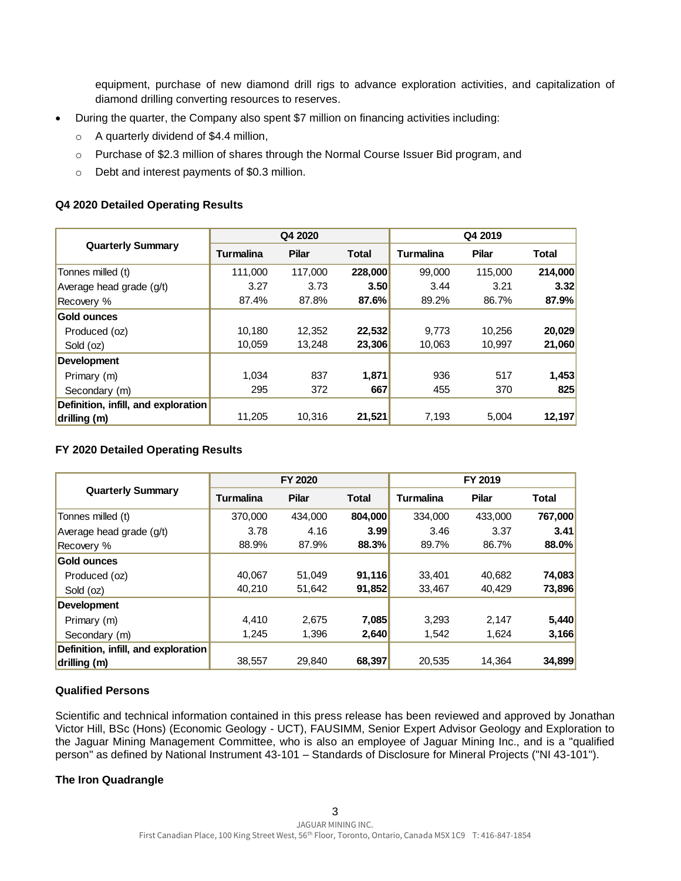equipment, purchase of new diamond drill rigs to advance exploration activities, and capitalization of diamond drilling converting resources to reserves.

- During the quarter, the Company also spent $7 million on financing activities including:
  - A quarterly dividend of $4.4 million,
  - Purchase of $2.3 million of shares through the Normal Course Issuer Bid program, and
  - Debt and interest payments of $0.3 million.

### Q4 2020 Detailed Operating Results

| Quarterly Summary | Q4 2020 | | | Q4 2019 | | |
|---|---|---|---|---|---|---|
| | Turmalina | Pilar | Total | Turmalina | Pilar | Total |
| Tonnes milled (t) | 111,000 | 117,000 | **228,000** | 99,000 | 115,000 | **214,000** |
| Average head grade (g/t) | 3.27 | 3.73 | **3.50** | 3.44 | 3.21 | **3.32** |
| Recovery % | 87.4% | 87.8% | **87.6%** | 89.2% | 86.7% | **87.9%** |
| **Gold ounces** | | | | | | |
| Produced (oz) | 10,180 | 12,352 | **22,532** | 9,773 | 10,256 | **20,029** |
| Sold (oz) | 10,059 | 13,248 | **23,306** | 10,063 | 10,997 | **21,060** |
| **Development** | | | | | | |
| Primary (m) | 1,034 | 837 | **1,871** | 936 | 517 | **1,453** |
| Secondary (m) | 295 | 372 | **667** | 455 | 370 | **825** |
| **Definition, infill, and exploration drilling (m)** | 11,205 | 10,316 | **21,521** | 7,193 | 5,004 | **12,197** |

### FY 2020 Detailed Operating Results

| Quarterly Summary | FY 2020 | | | FY 2019 | | |
|---|---|---|---|---|---|---|
| | Turmalina | Pilar | Total | Turmalina | Pilar | Total |
| Tonnes milled (t) | 370,000 | 434,000 | **804,000** | 334,000 | 433,000 | **767,000** |
| Average head grade (g/t) | 3.78 | 4.16 | **3.99** | 3.46 | 3.37 | **3.41** |
| Recovery % | 88.9% | 87.9% | **88.3%** | 89.7% | 86.7% | **88.0%** |
| **Gold ounces** | | | | | | |
| Produced (oz) | 40,067 | 51,049 | **91,116** | 33,401 | 40,682 | **74,083** |
| Sold (oz) | 40,210 | 51,642 | **91,852** | 33,467 | 40,429 | **73,896** |
| **Development** | | | | | | |
| Primary (m) | 4,410 | 2,675 | **7,085** | 3,293 | 2,147 | **5,440** |
| Secondary (m) | 1,245 | 1,396 | **2,640** | 1,542 | 1,624 | **3,166** |
| **Definition, infill, and exploration drilling (m)** | 38,557 | 29,840 | **68,397** | 20,535 | 14,364 | **34,899** |

### Qualified Persons

Scientific and technical information contained in this press release has been reviewed and approved by Jonathan Victor Hill, BSc (Hons) (Economic Geology - UCT), FAUSIMM, Senior Expert Advisor Geology and Exploration to the Jaguar Mining Management Committee, who is also an employee of Jaguar Mining Inc., and is a "qualified person" as defined by National Instrument 43-101 – Standards of Disclosure for Mineral Projects ("NI 43-101").

### The Iron Quadrangle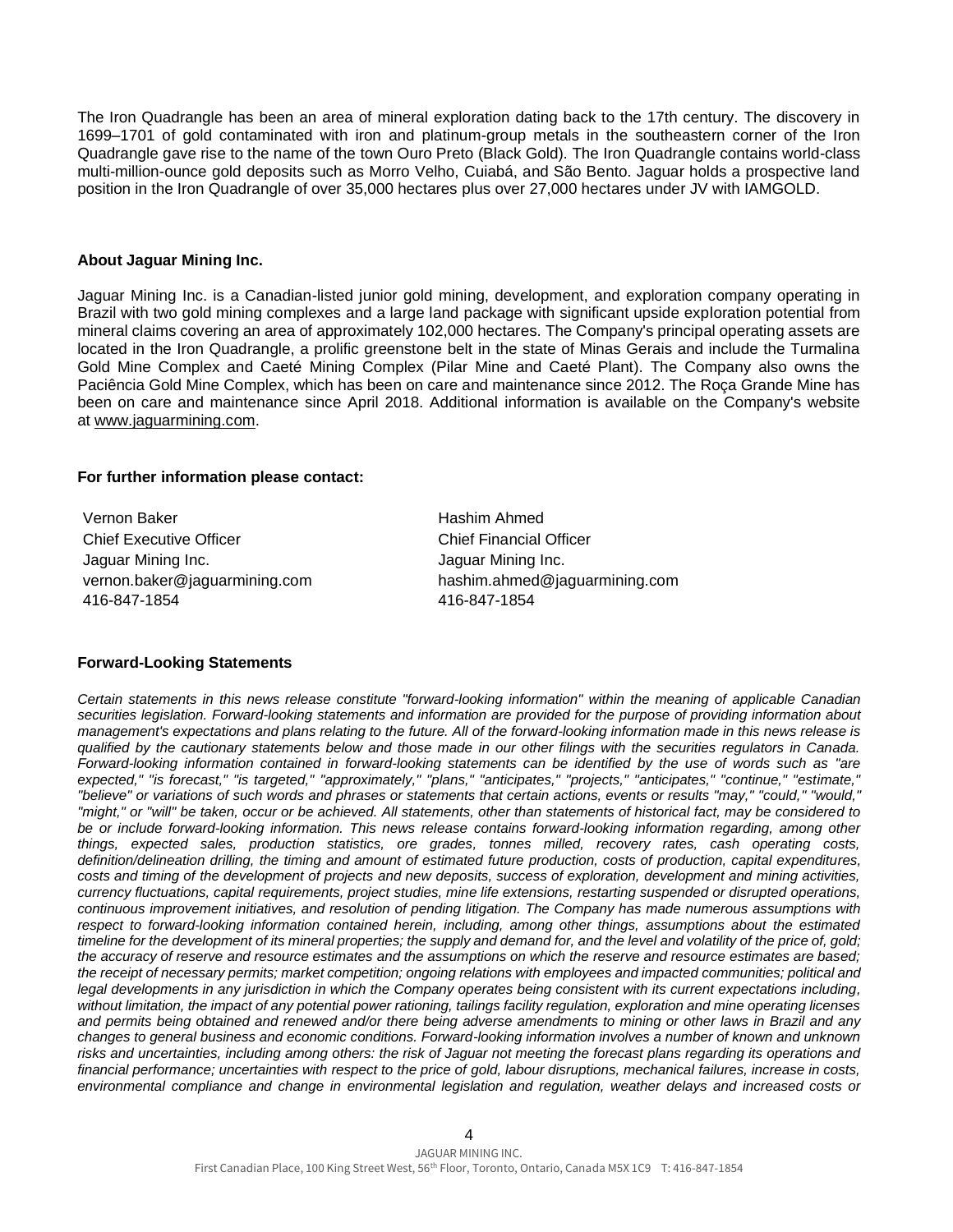The Iron Quadrangle has been an area of mineral exploration dating back to the 17th century. The discovery in 1699–1701 of gold contaminated with iron and platinum-group metals in the southeastern corner of the Iron Quadrangle gave rise to the name of the town Ouro Preto (Black Gold). The Iron Quadrangle contains world-class multi-million-ounce gold deposits such as Morro Velho, Cuiabá, and São Bento. Jaguar holds a prospective land position in the Iron Quadrangle of over 35,000 hectares plus over 27,000 hectares under JV with IAMGOLD.

**About Jaguar Mining Inc.**

Jaguar Mining Inc. is a Canadian-listed junior gold mining, development, and exploration company operating in Brazil with two gold mining complexes and a large land package with significant upside exploration potential from mineral claims covering an area of approximately 102,000 hectares. The Company's principal operating assets are located in the Iron Quadrangle, a prolific greenstone belt in the state of Minas Gerais and include the Turmalina Gold Mine Complex and Caeté Mining Complex (Pilar Mine and Caeté Plant). The Company also owns the Paciência Gold Mine Complex, which has been on care and maintenance since 2012. The Roça Grande Mine has been on care and maintenance since April 2018. Additional information is available on the Company's website at www.jaguarmining.com.

**For further information please contact:**

Vernon Baker
Chief Executive Officer
Jaguar Mining Inc.
vernon.baker@jaguarmining.com
416-847-1854

Hashim Ahmed
Chief Financial Officer
Jaguar Mining Inc.
hashim.ahmed@jaguarmining.com
416-847-1854

**Forward-Looking Statements**

*Certain statements in this news release constitute "forward-looking information" within the meaning of applicable Canadian securities legislation. Forward-looking statements and information are provided for the purpose of providing information about management's expectations and plans relating to the future. All of the forward-looking information made in this news release is qualified by the cautionary statements below and those made in our other filings with the securities regulators in Canada. Forward-looking information contained in forward-looking statements can be identified by the use of words such as "are expected," "is forecast," "is targeted," "approximately," "plans," "anticipates," "projects," "anticipates," "continue," "estimate," "believe" or variations of such words and phrases or statements that certain actions, events or results "may," "could," "would," "might," or "will" be taken, occur or be achieved. All statements, other than statements of historical fact, may be considered to be or include forward-looking information. This news release contains forward-looking information regarding, among other things, expected sales, production statistics, ore grades, tonnes milled, recovery rates, cash operating costs, definition/delineation drilling, the timing and amount of estimated future production, costs of production, capital expenditures, costs and timing of the development of projects and new deposits, success of exploration, development and mining activities, currency fluctuations, capital requirements, project studies, mine life extensions, restarting suspended or disrupted operations, continuous improvement initiatives, and resolution of pending litigation. The Company has made numerous assumptions with respect to forward-looking information contained herein, including, among other things, assumptions about the estimated timeline for the development of its mineral properties; the supply and demand for, and the level and volatility of the price of, gold; the accuracy of reserve and resource estimates and the assumptions on which the reserve and resource estimates are based; the receipt of necessary permits; market competition; ongoing relations with employees and impacted communities; political and legal developments in any jurisdiction in which the Company operates being consistent with its current expectations including, without limitation, the impact of any potential power rationing, tailings facility regulation, exploration and mine operating licenses and permits being obtained and renewed and/or there being adverse amendments to mining or other laws in Brazil and any changes to general business and economic conditions. Forward-looking information involves a number of known and unknown risks and uncertainties, including among others: the risk of Jaguar not meeting the forecast plans regarding its operations and financial performance; uncertainties with respect to the price of gold, labour disruptions, mechanical failures, increase in costs, environmental compliance and change in environmental legislation and regulation, weather delays and increased costs or*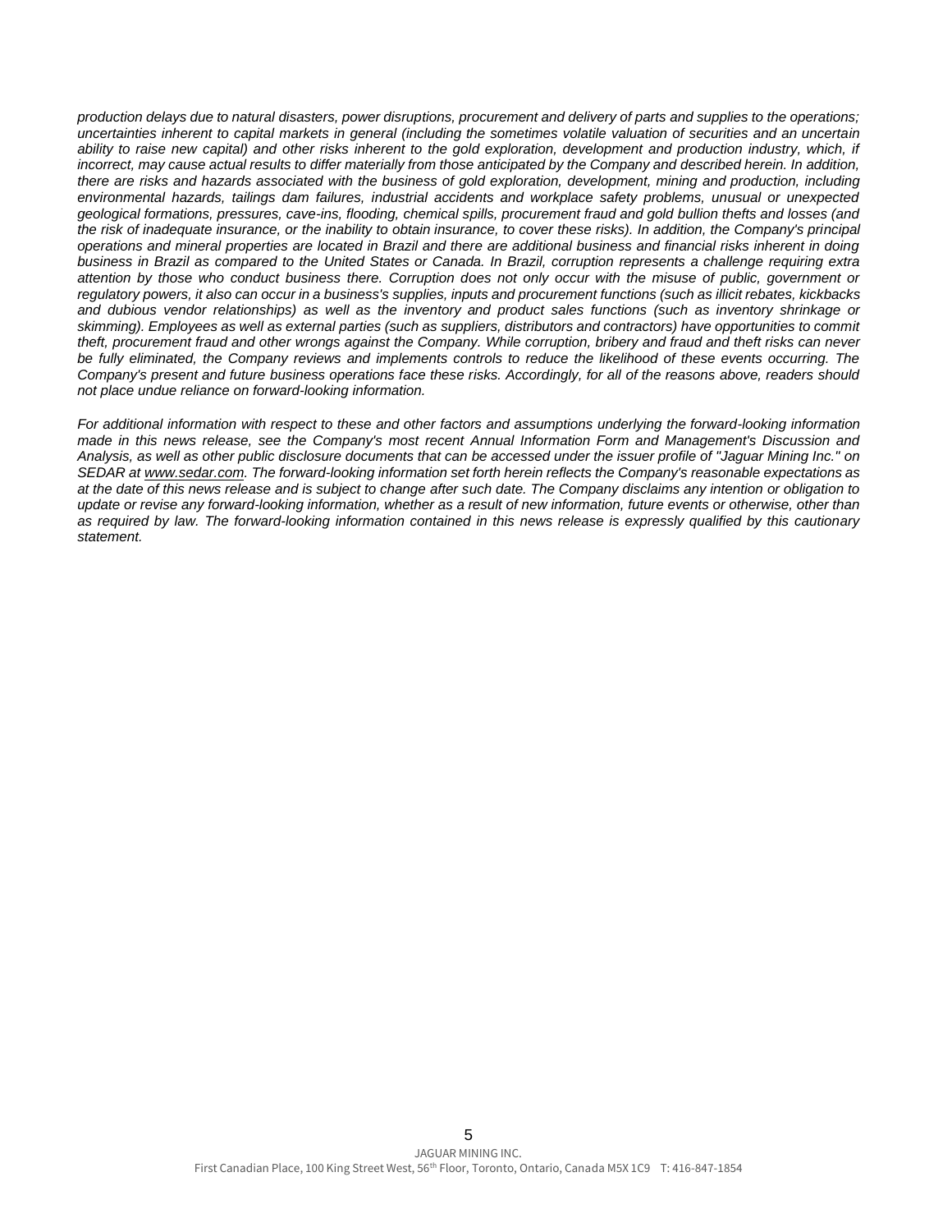*production delays due to natural disasters, power disruptions, procurement and delivery of parts and supplies to the operations; uncertainties inherent to capital markets in general (including the sometimes volatile valuation of securities and an uncertain ability to raise new capital) and other risks inherent to the gold exploration, development and production industry, which, if incorrect, may cause actual results to differ materially from those anticipated by the Company and described herein. In addition, there are risks and hazards associated with the business of gold exploration, development, mining and production, including environmental hazards, tailings dam failures, industrial accidents and workplace safety problems, unusual or unexpected geological formations, pressures, cave-ins, flooding, chemical spills, procurement fraud and gold bullion thefts and losses (and the risk of inadequate insurance, or the inability to obtain insurance, to cover these risks). In addition, the Company's principal operations and mineral properties are located in Brazil and there are additional business and financial risks inherent in doing business in Brazil as compared to the United States or Canada. In Brazil, corruption represents a challenge requiring extra attention by those who conduct business there. Corruption does not only occur with the misuse of public, government or regulatory powers, it also can occur in a business's supplies, inputs and procurement functions (such as illicit rebates, kickbacks and dubious vendor relationships) as well as the inventory and product sales functions (such as inventory shrinkage or skimming). Employees as well as external parties (such as suppliers, distributors and contractors) have opportunities to commit theft, procurement fraud and other wrongs against the Company. While corruption, bribery and fraud and theft risks can never be fully eliminated, the Company reviews and implements controls to reduce the likelihood of these events occurring. The Company's present and future business operations face these risks. Accordingly, for all of the reasons above, readers should not place undue reliance on forward-looking information.*

*For additional information with respect to these and other factors and assumptions underlying the forward-looking information made in this news release, see the Company's most recent Annual Information Form and Management's Discussion and Analysis, as well as other public disclosure documents that can be accessed under the issuer profile of "Jaguar Mining Inc." on SEDAR at www.sedar.com. The forward-looking information set forth herein reflects the Company's reasonable expectations as at the date of this news release and is subject to change after such date. The Company disclaims any intention or obligation to update or revise any forward-looking information, whether as a result of new information, future events or otherwise, other than as required by law. The forward-looking information contained in this news release is expressly qualified by this cautionary statement.*